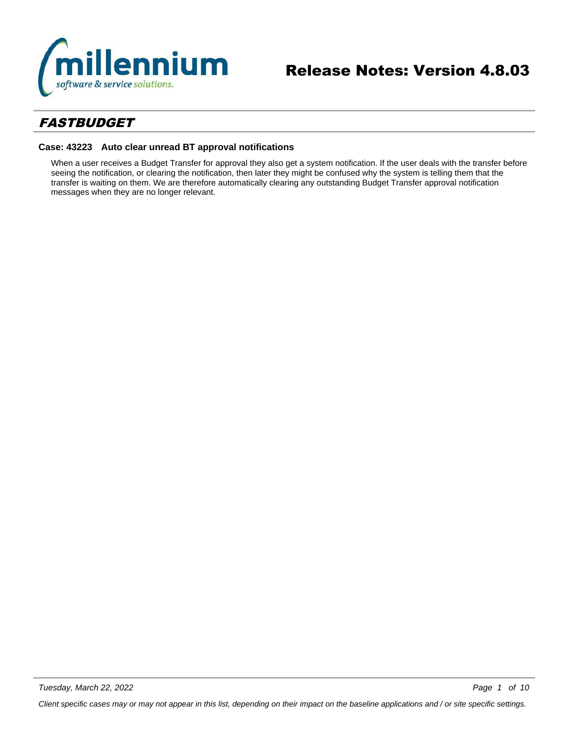# Release Notes: Version 4.8.03

## FASTBUDGET

### Case: 43223 Auto clear unread BT approval notifications

When a user receives a Budget Transfer for approval they also get a system notification. If the user deals with the transfer before seeing the notification, or clearing the notification, then later they might be confused why the system is telling them that the transfer is waiting on them. We are therefore automatically clearing any outstanding Budget Transfer approval notification messages when they are no longer relevant.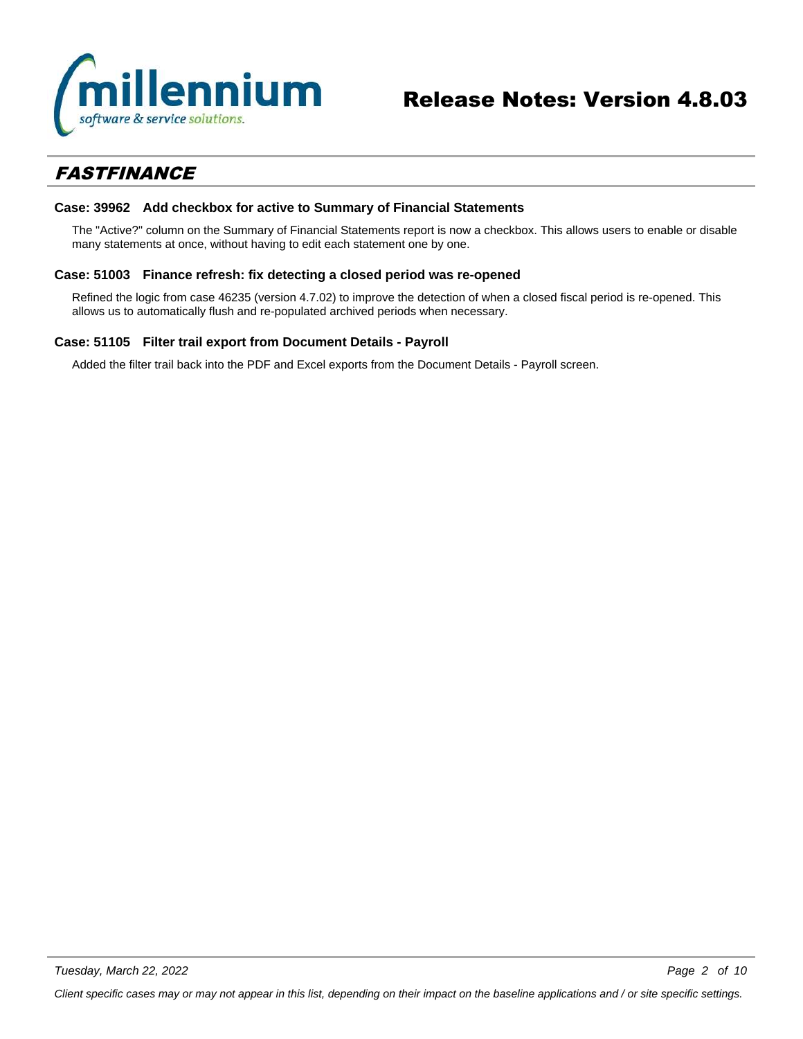## *FASTFINANCE*

### Case: 39962 Add checkbox for active to Summary of Financial Statements

The "Active?" column on the Summary of Financial Statements report is now a checkbox. This allows users to enable or disable many statements at once, without having to edit each statement one by one.

### Case: 51003 Finance refresh: fix detecting a closed period was re-opened

Refined the logic from case 46235 (version 4.7.02) to improve the detection of when a closed fiscal period is re-opened. This allows us to automatically flush and re-populated archived periods when necessary.

### Case: 51105 Filter trail export from Document Details - Payroll

Added the filter trail back into the PDF and Excel exports from the Document Details - Payroll screen.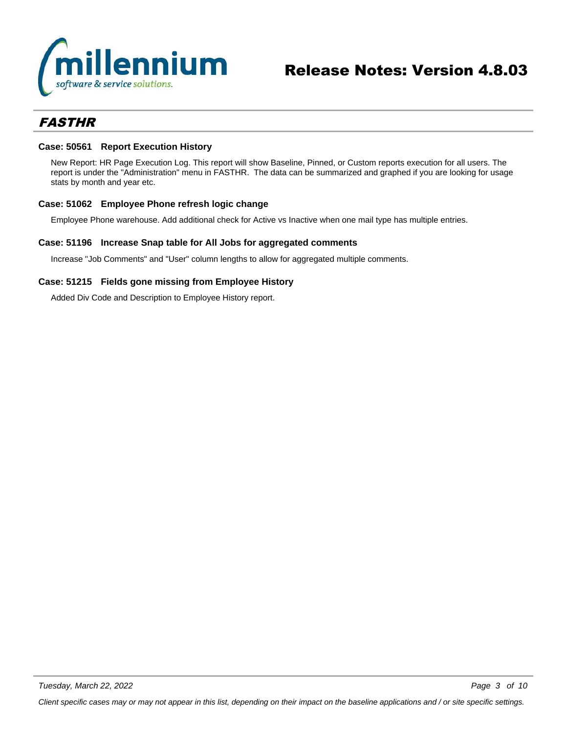## *FASTHR*

### Case: 50561   Report Execution History

New Report: HR Page Execution Log. This report will show Baseline, Pinned, or Custom reports execution for all users. The report is under the "Administration" menu in FASTHR.  The data can be summarized and graphed if you are looking for usage stats by month and year etc.

### Case: 51062   Employee Phone refresh logic change

Employee Phone warehouse. Add additional check for Active vs Inactive when one mail type has multiple entries.

### Case: 51196   Increase Snap table for All Jobs for aggregated comments

Increase "Job Comments" and "User" column lengths to allow for aggregated multiple comments.

### Case: 51215   Fields gone missing from Employee History

Added Div Code and Description to Employee History report.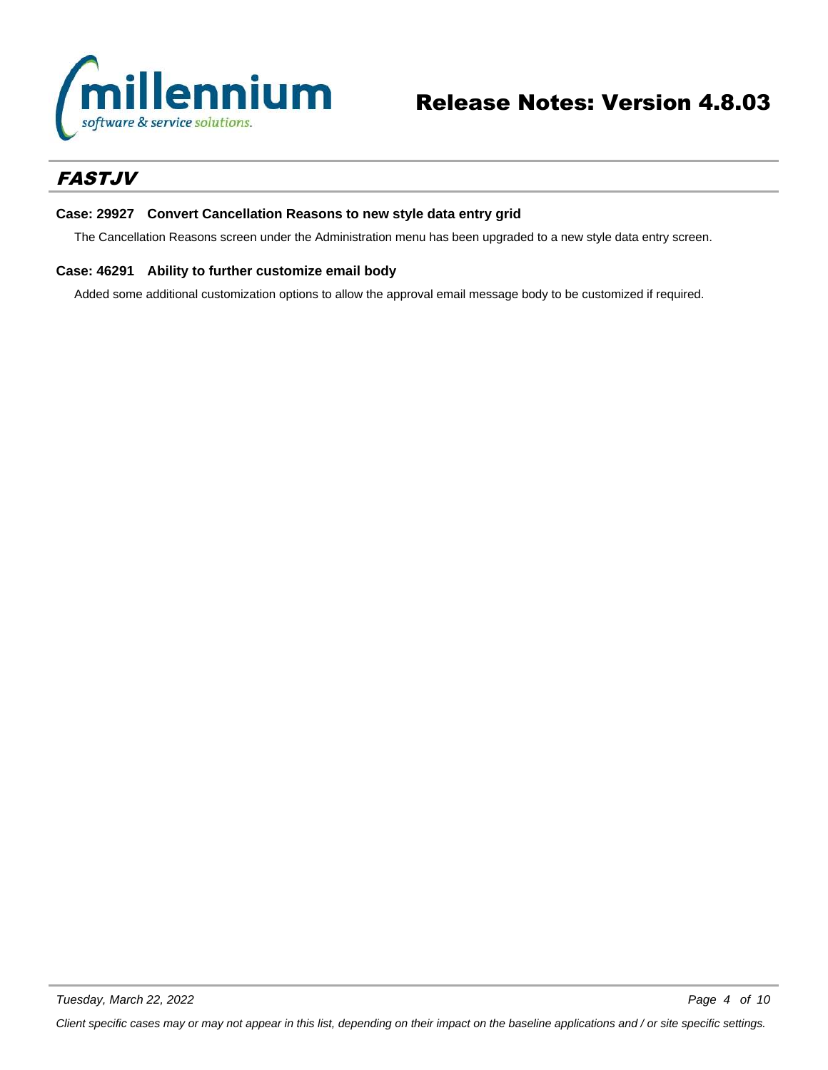## *FASTJV*

**Case: 29927 Convert Cancellation Reasons to new style data entry grid**

The Cancellation Reasons screen under the Administration menu has been upgraded to a new style data entry screen.

**Case: 46291 Ability to further customize email body**

Added some additional customization options to allow the approval email message body to be customized if required.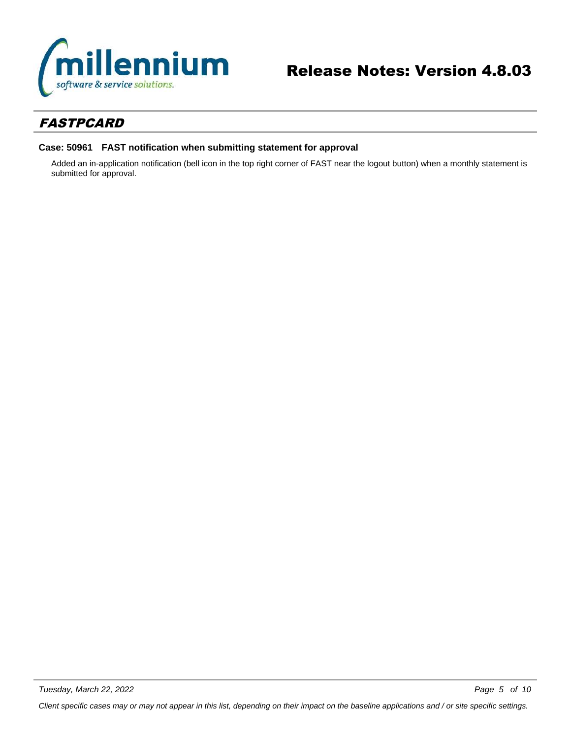## FASTPCARD

**Case: 50961 FAST notification when submitting statement for approval**

Added an in-application notification (bell icon in the top right corner of FAST near the logout button) when a monthly statement is submitted for approval.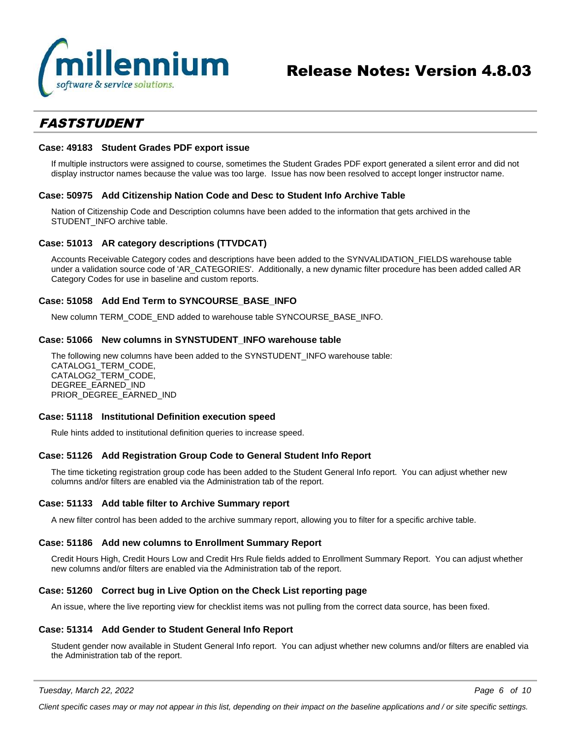## FASTSTUDENT

### Case: 49183   Student Grades PDF export issue

If multiple instructors were assigned to course, sometimes the Student Grades PDF export generated a silent error and did not display instructor names because the value was too large.  Issue has now been resolved to accept longer instructor name.

### Case: 50975   Add Citizenship Nation Code and Desc to Student Info Archive Table

Nation of Citizenship Code and Description columns have been added to the information that gets archived in the STUDENT_INFO archive table.

### Case: 51013   AR category descriptions (TTVDCAT)

Accounts Receivable Category codes and descriptions have been added to the SYNVALIDATION_FIELDS warehouse table under a validation source code of 'AR_CATEGORIES'.  Additionally, a new dynamic filter procedure has been added called AR Category Codes for use in baseline and custom reports.

### Case: 51058   Add End Term to SYNCOURSE_BASE_INFO

New column TERM_CODE_END added to warehouse table SYNCOURSE_BASE_INFO.

### Case: 51066   New columns in SYNSTUDENT_INFO warehouse table

The following new columns have been added to the SYNSTUDENT_INFO warehouse table:
CATALOG1_TERM_CODE,
CATALOG2_TERM_CODE,
DEGREE_EARNED_IND
PRIOR_DEGREE_EARNED_IND

### Case: 51118   Institutional Definition execution speed

Rule hints added to institutional definition queries to increase speed.

### Case: 51126   Add Registration Group Code to General Student Info Report

The time ticketing registration group code has been added to the Student General Info report.  You can adjust whether new columns and/or filters are enabled via the Administration tab of the report.

### Case: 51133   Add table filter to Archive Summary report

A new filter control has been added to the archive summary report, allowing you to filter for a specific archive table.

### Case: 51186   Add new columns to Enrollment Summary Report

Credit Hours High, Credit Hours Low and Credit Hrs Rule fields added to Enrollment Summary Report.  You can adjust whether new columns and/or filters are enabled via the Administration tab of the report.

### Case: 51260   Correct bug in Live Option on the Check List reporting page

An issue, where the live reporting view for checklist items was not pulling from the correct data source, has been fixed.

### Case: 51314   Add Gender to Student General Info Report

Student gender now available in Student General Info report.  You can adjust whether new columns and/or filters are enabled via the Administration tab of the report.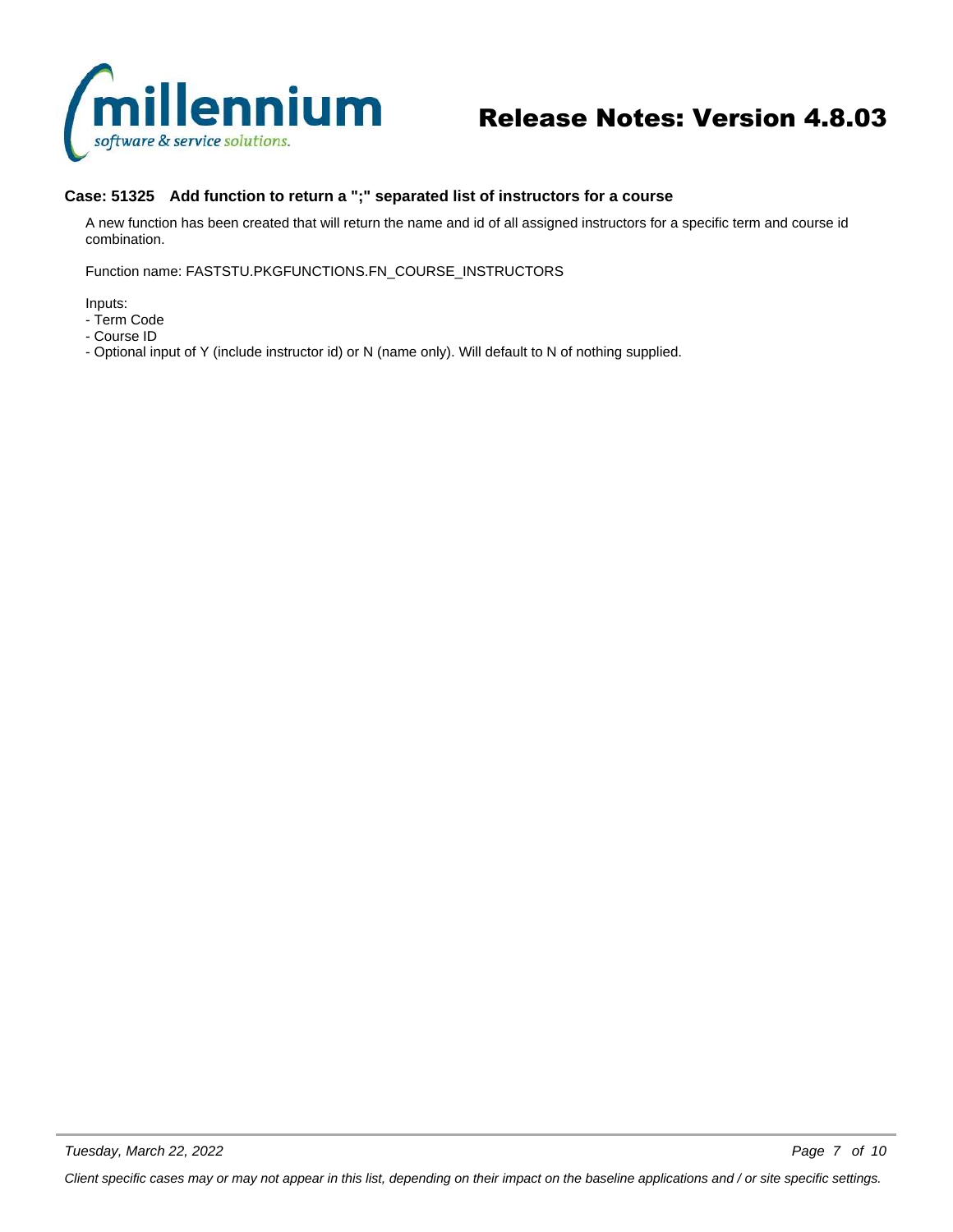**Case: 51325 Add function to return a ";" separated list of instructors for a course**

A new function has been created that will return the name and id of all assigned instructors for a specific term and course id combination.

Function name: FASTSTU.PKGFUNCTIONS.FN_COURSE_INSTRUCTORS

Inputs:
- Term Code
- Course ID
- Optional input of Y (include instructor id) or N (name only). Will default to N of nothing supplied.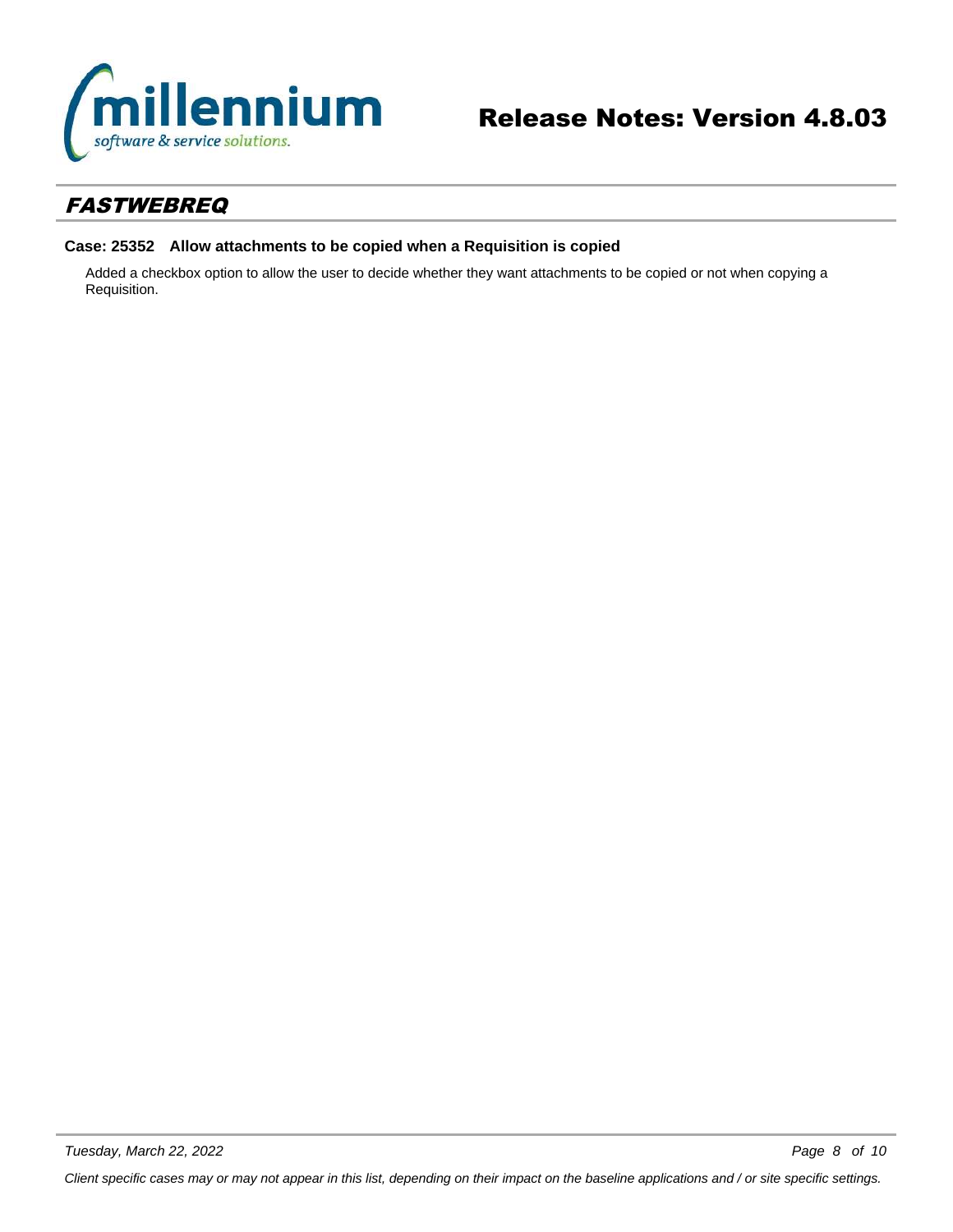## *FASTWEBREQ*

**Case: 25352 Allow attachments to be copied when a Requisition is copied**

Added a checkbox option to allow the user to decide whether they want attachments to be copied or not when copying a Requisition.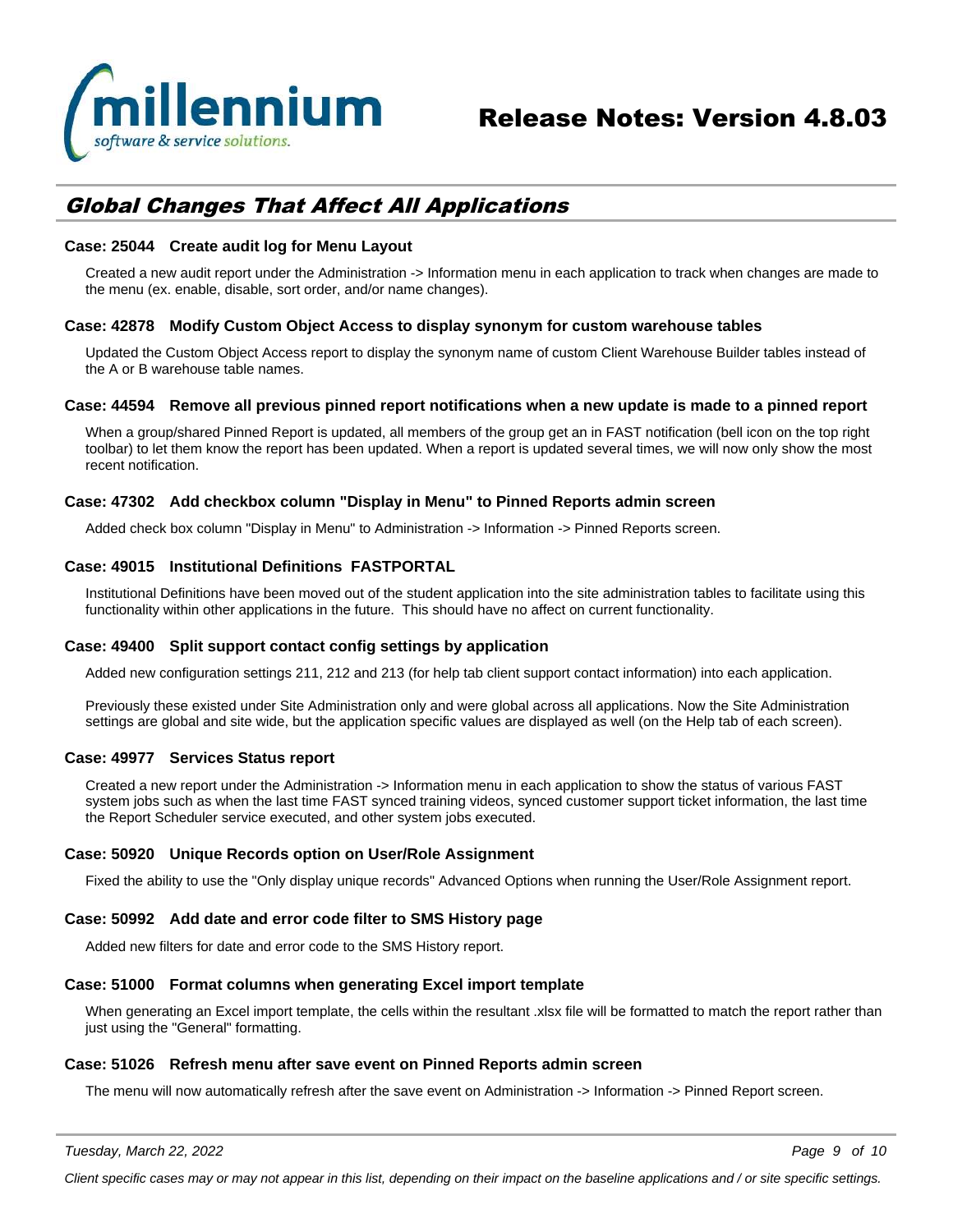# Release Notes: Version 4.8.03

## Global Changes That Affect All Applications

### Case: 25044 Create audit log for Menu Layout

Created a new audit report under the Administration -> Information menu in each application to track when changes are made to the menu (ex. enable, disable, sort order, and/or name changes).

### Case: 42878 Modify Custom Object Access to display synonym for custom warehouse tables

Updated the Custom Object Access report to display the synonym name of custom Client Warehouse Builder tables instead of the A or B warehouse table names.

### Case: 44594 Remove all previous pinned report notifications when a new update is made to a pinned report

When a group/shared Pinned Report is updated, all members of the group get an in FAST notification (bell icon on the top right toolbar) to let them know the report has been updated. When a report is updated several times, we will now only show the most recent notification.

### Case: 47302 Add checkbox column "Display in Menu" to Pinned Reports admin screen

Added check box column "Display in Menu" to Administration -> Information -> Pinned Reports screen.

### Case: 49015 Institutional Definitions FASTPORTAL

Institutional Definitions have been moved out of the student application into the site administration tables to facilitate using this functionality within other applications in the future. This should have no affect on current functionality.

### Case: 49400 Split support contact config settings by application

Added new configuration settings 211, 212 and 213 (for help tab client support contact information) into each application.

Previously these existed under Site Administration only and were global across all applications. Now the Site Administration settings are global and site wide, but the application specific values are displayed as well (on the Help tab of each screen).

### Case: 49977 Services Status report

Created a new report under the Administration -> Information menu in each application to show the status of various FAST system jobs such as when the last time FAST synced training videos, synced customer support ticket information, the last time the Report Scheduler service executed, and other system jobs executed.

### Case: 50920 Unique Records option on User/Role Assignment

Fixed the ability to use the "Only display unique records" Advanced Options when running the User/Role Assignment report.

### Case: 50992 Add date and error code filter to SMS History page

Added new filters for date and error code to the SMS History report.

### Case: 51000 Format columns when generating Excel import template

When generating an Excel import template, the cells within the resultant .xlsx file will be formatted to match the report rather than just using the "General" formatting.

### Case: 51026 Refresh menu after save event on Pinned Reports admin screen

The menu will now automatically refresh after the save event on Administration -> Information -> Pinned Report screen.

*Client specific cases may or may not appear in this list, depending on their impact on the baseline applications and / or site specific settings.*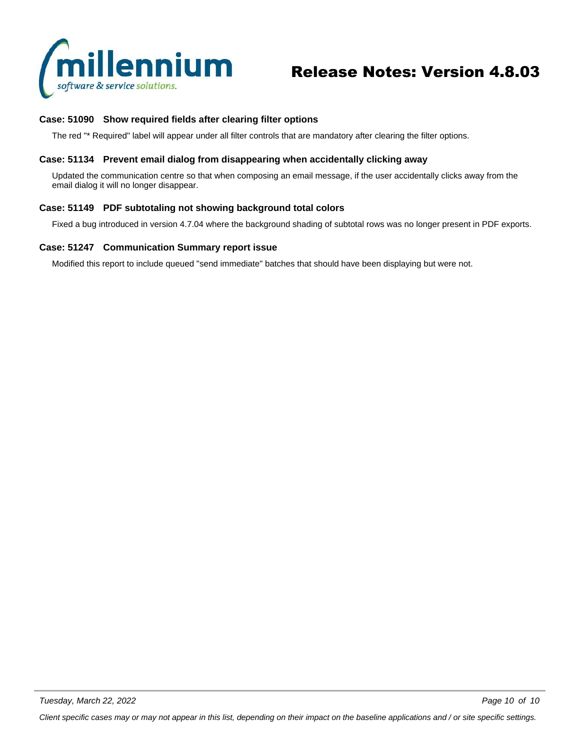### Case: 51090 Show required fields after clearing filter options

The red "* Required" label will appear under all filter controls that are mandatory after clearing the filter options.

### Case: 51134 Prevent email dialog from disappearing when accidentally clicking away

Updated the communication centre so that when composing an email message, if the user accidentally clicks away from the email dialog it will no longer disappear.

### Case: 51149 PDF subtotaling not showing background total colors

Fixed a bug introduced in version 4.7.04 where the background shading of subtotal rows was no longer present in PDF exports.

### Case: 51247 Communication Summary report issue

Modified this report to include queued "send immediate" batches that should have been displaying but were not.